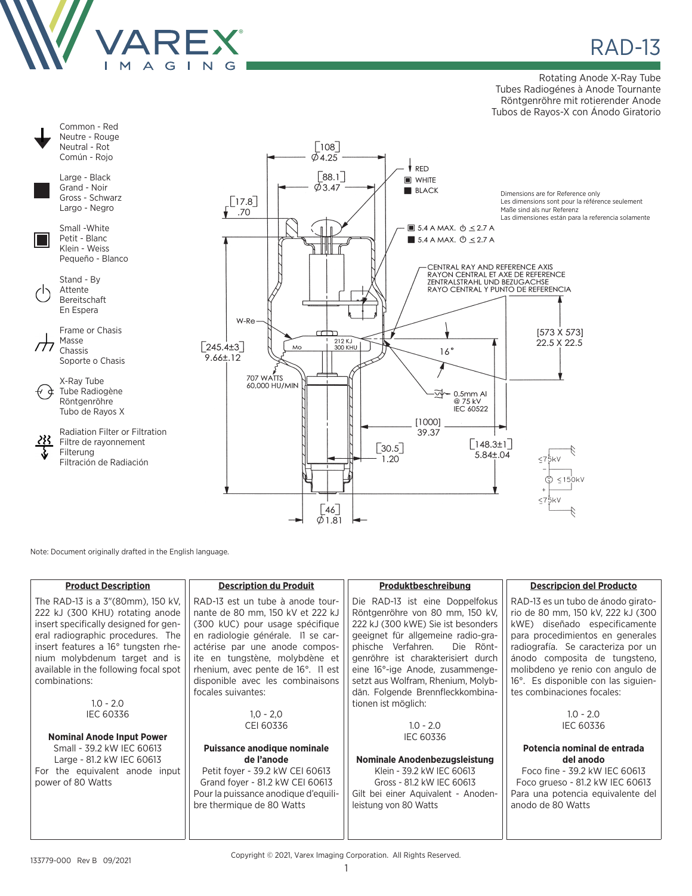# RAD-13

Rotating Anode X-Ray Tube
Tubes Radiogénes à Anode Tournante
Röntgenröhre mit rotierender Anode
Tubos de Rayos-X con Ánodo Giratorio

Common - Red
Neutre - Rouge
Neutral - Rot
Común - Rojo

Large - Black
Grand - Noir
Gross - Schwarz
Largo - Negro

Small -White
Petit - Blanc
Klein - Weiss
Pequeño - Blanco

Stand - By
Attente
Bereitschaft
En Espera

Frame or Chasis
Masse
Chassis
Soporte o Chasis

X-Ray Tube
Tube Radiogène
Röntgenröhre
Tubo de Rayos X

Radiation Filter or Filtration
Filtre de rayonnement
Filterung
Filtración de Radiación

[108] Ø4.25
[88.1] Ø3.47
[17.8] .70
[245.4±3] 9.66±.12
[30.5] 1.20
[46] Ø1.81
[1000] 39.37
[148.3±1] 5.84±.04
[573 X 573] 22.5 X 22.5

RED
WHITE
BLACK

5.4 A MAX. ≤ 2.7 A
5.4 A MAX. ≤ 2.7 A

Dimensions are for Reference only
Les dimensions sont pour la référence seulement
Maße sind als nur Referenz
Las dimensiones están para la referencia solamente

CENTRAL RAY AND REFERENCE AXIS
RAYON CENTRAL ET AXE DE REFERENCE
ZENTRALSTRAHL UND BEZUGACHSE
RAYO CENTRAL Y PUNTO DE REFERENCIA

W-Re
Mo
212 KJ
300 KHU
16°
707 WATTS
60,000 HU/MIN
0.5mm Al @ 75 kV IEC 60522

≤75kV
≤150kV
≤75kV

Note: Document originally drafted in the English language.

| Product Description | Description du Produit | Produktbeschreibung | Descripcion del Producto |
|---|---|---|---|
| The RAD-13 is a 3"(80mm), 150 kV, 222 kJ (300 KHU) rotating anode insert specifically designed for general radiographic procedures. The insert features a 16° tungsten rhenium molybdenum target and is available in the following focal spot combinations:<br><br>1.0 - 2.0<br>IEC 60336<br><br>**Nominal Anode Input Power**<br>Small - 39.2 kW IEC 60613<br>Large - 81.2 kW IEC 60613<br>For the equivalent anode input power of 80 Watts | RAD-13 est un tube à anode tournante de 80 mm, 150 kV et 222 kJ (300 kUC) pour usage spécifique en radiologie générale. Il se caractérise par une anode composite en tungstène, molybdène et rhenium, avec pente de 16°. Il est disponible avec les combinaisons focales suivantes:<br><br>1,0 - 2,0<br>CEI 60336<br><br>**Puissance anodique nominale de l'anode**<br>Petit foyer - 39.2 kW CEI 60613<br>Grand foyer - 81.2 kW CEI 60613<br>Pour la puissance anodique d'equilibre thermique de 80 Watts | Die RAD-13 ist eine Doppelfokus Röntgenröhre von 80 mm, 150 kV, 222 kJ (300 kWE) Sie ist besonders geeignet für allgemeine radio-graphische Verfahren. Die Röntgenröhre ist charakterisiert durch eine 16°-ige Anode, zusammengesetzt aus Wolfram, Rhenium, Molybdän. Folgende Brennfleckkombinationen ist möglich:<br><br>1.0 - 2.0<br>IEC 60336<br><br>**Nominale Anodenbezugsleistung**<br>Klein - 39.2 kW IEC 60613<br>Gross - 81.2 kW IEC 60613<br>Gilt bei einer Aquivalent - Anodenleistung von 80 Watts | RAD-13 es un tubo de ánodo giratorio de 80 mm, 150 kV, 222 kJ (300 kWE) diseñado especificamente para procedimientos en generales radiografía. Se caracteriza por un ánodo composita de tungsteno, molibdeno ye renio con angulo de 16°. Es disponible con las siguientes combinaciones focales:<br><br>1.0 - 2.0<br>IEC 60336<br><br>**Potencia nominal de entrada del anodo**<br>Foco fine - 39.2 kW IEC 60613<br>Foco grueso - 81.2 kW IEC 60613<br>Para una potencia equivalente del anodo de 80 Watts |

133779-000 Rev B 09/2021

Copyright © 2021, Varex Imaging Corporation. All Rights Reserved.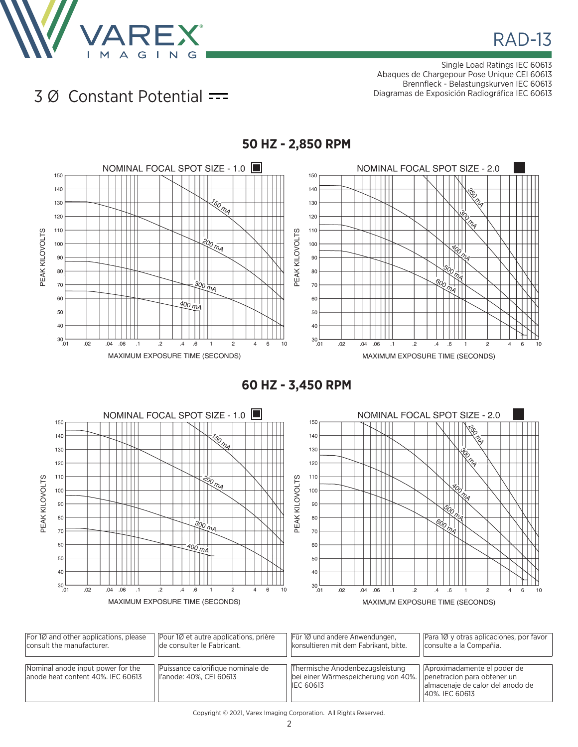# RAD-13

Single Load Ratings IEC 60613
Abaques de Chargepour Pose Unique CEI 60613
Brennfleck - Belastungskurven IEC 60613
Diagramas de Exposición Radiográfica IEC 60613

## 3 Ø Constant Potential

### 50 HZ - 2,850 RPM

NOMINAL FOCAL SPOT SIZE - 1.0

NOMINAL FOCAL SPOT SIZE - 2.0

### 60 HZ - 3,450 RPM

NOMINAL FOCAL SPOT SIZE - 1.0

NOMINAL FOCAL SPOT SIZE - 2.0

| For 1Ø and other applications, please consult the manufacturer. | Pour 1Ø et autre applications, prière de consulter le Fabricant. | Für 1Ø und andere Anwendungen, konsultieren mit dem Fabrikant, bitte. | Para 1Ø y otras aplicaciones, por favor consulte a la Compañia. |
|---|---|---|---|
| Nominal anode input power for the anode heat content 40%. IEC 60613 | Puissance calorifique nominale de l'anode: 40%, CEI 60613 | Thermische Anodenbezugsleistung bei einer Wärmespeicherung von 40%. IEC 60613 | Aproximadamente el poder de penetracion para obtener un almacenaje de calor del anodo de 40%. IEC 60613 |

Copyright © 2021, Varex Imaging Corporation. All Rights Reserved.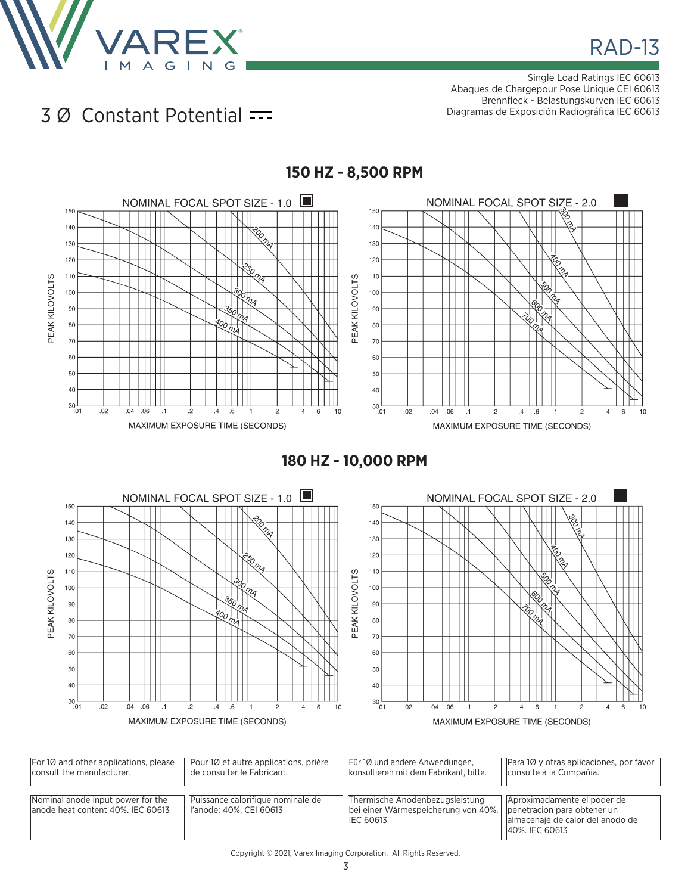# RAD-13

Single Load Ratings IEC 60613
Abaques de Chargepour Pose Unique CEI 60613
Brennfleck - Belastungskurven IEC 60613
Diagramas de Exposición Radiográfica IEC 60613

## 3 Ø Constant Potential

### 150 HZ - 8,500 RPM

NOMINAL FOCAL SPOT SIZE - 1.0

PEAK KILOVOLTS: 30, 40, 50, 60, 70, 80, 90, 100, 110, 120, 130, 140, 150

Curves: 200 mA, 250 mA, 300 mA, 350 mA, 400 mA

MAXIMUM EXPOSURE TIME (SECONDS): .01, .02, .04, .06, .1, .2, .4, .6, 1, 2, 4, 6, 10

NOMINAL FOCAL SPOT SIZE - 2.0

PEAK KILOVOLTS: 30, 40, 50, 60, 70, 80, 90, 100, 110, 120, 130, 140, 150

Curves: 300 mA, 400 mA, 500 mA, 600 mA, 700 mA

MAXIMUM EXPOSURE TIME (SECONDS): .01, .02, .04, .06, .1, .2, .4, .6, 1, 2, 4, 6, 10

### 180 HZ - 10,000 RPM

NOMINAL FOCAL SPOT SIZE - 1.0

PEAK KILOVOLTS: 30, 40, 50, 60, 70, 80, 90, 100, 110, 120, 130, 140, 150

Curves: 200 mA, 250 mA, 300 mA, 350 mA, 400 mA

MAXIMUM EXPOSURE TIME (SECONDS): .01, .02, .04, .06, .1, .2, .4, .6, 1, 2, 4, 6, 10

NOMINAL FOCAL SPOT SIZE - 2.0

PEAK KILOVOLTS: 30, 40, 50, 60, 70, 80, 90, 100, 110, 120, 130, 140, 150

Curves: 300 mA, 400 mA, 500 mA, 600 mA, 700 mA

MAXIMUM EXPOSURE TIME (SECONDS): .01, .02, .04, .06, .1, .2, .4, .6, 1, 2, 4, 6, 10

| | | | |
|---|---|---|---|
| For 1Ø and other applications, please consult the manufacturer. | Pour 1Ø et autre applications, prière de consulter le Fabricant. | Für 1Ø und andere Anwendungen, konsultieren mit dem Fabrikant, bitte. | Para 1Ø y otras aplicaciones, por favor consulte a la Compañia. |
| Nominal anode input power for the anode heat content 40%. IEC 60613 | Puissance calorifique nominale de l'anode: 40%, CEI 60613 | Thermische Anodenbezugsleistung bei einer Wärmespeicherung von 40%. IEC 60613 | Aproximadamente el poder de penetracion para obtener un almacenaje de calor del anodo de 40%. IEC 60613 |

Copyright © 2021, Varex Imaging Corporation. All Rights Reserved.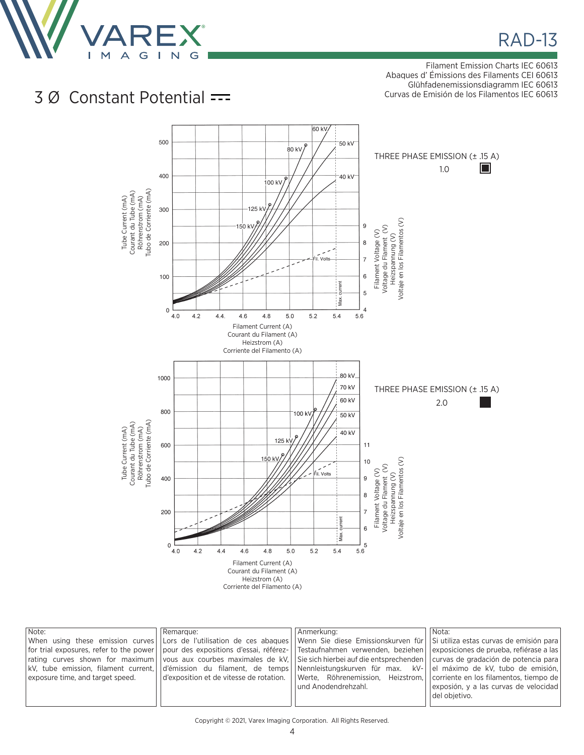# 3 Ø Constant Potential

Filament Emission Charts IEC 60613
Abaques d' Émissions des Filaments CEI 60613
Glühfadenemissionsdiagramm IEC 60613
Curvas de Emisión de los Filamentos IEC 60613

THREE PHASE EMISSION (± .15 A)

1.0

Tube Current (mA)
Courant du Tube (mA)
Röhrenstrom (mA)
Tubo de Corriente (mA)

Filament Current (A)
Courant du Filament (A)
Heizstrom (A)
Corriente del Filamento (A)

Filament Voltage (V)
Voltage du Flament (V)
Heizspannung (V)
Voltaje en los Filamentos (V)

THREE PHASE EMISSION (± .15 A)

2.0

Tube Current (mA)
Courant du Tube (mA)
Röhrenstrom (mA)
Tubo de Corriente (mA)

Filament Current (A)
Courant du Filament (A)
Heizstrom (A)
Corriente del Filamento (A)

Filament Voltage (V)
Voltage du Flament (V)
Heizspannung (V)
Voltaje en los Filamentos (V)

| Note: | Remarque: | Anmerkung: | Nota: |
|---|---|---|---|
| When using these emission curves for trial exposures, refer to the power rating curves shown for maximum kV, tube emission, filament current, exposure time, and target speed. | Lors de l'utilisation de ces abaques pour des expositions d'essai, référez-vous aux courbes maximales de kV, d'émission du filament, de temps d'exposition et de vitesse de rotation. | Wenn Sie diese Emissionskurven für Testaufnahmen verwenden, beziehen Sie sich hierbei auf die entsprechenden Nennleistungskurven für max. kV-Werte, Röhrenemission, Heizstrom, und Anodendrehzahl. | Si utiliza estas curvas de emisión para exposiciones de prueba, refiérase a las curvas de gradación de potencia para el máximo de kV, tubo de emisión, corriente en los filamentos, tiempo de exposición, y a las curvas de velocidad del objetivo. |

Copyright © 2021, Varex Imaging Corporation. All Rights Reserved.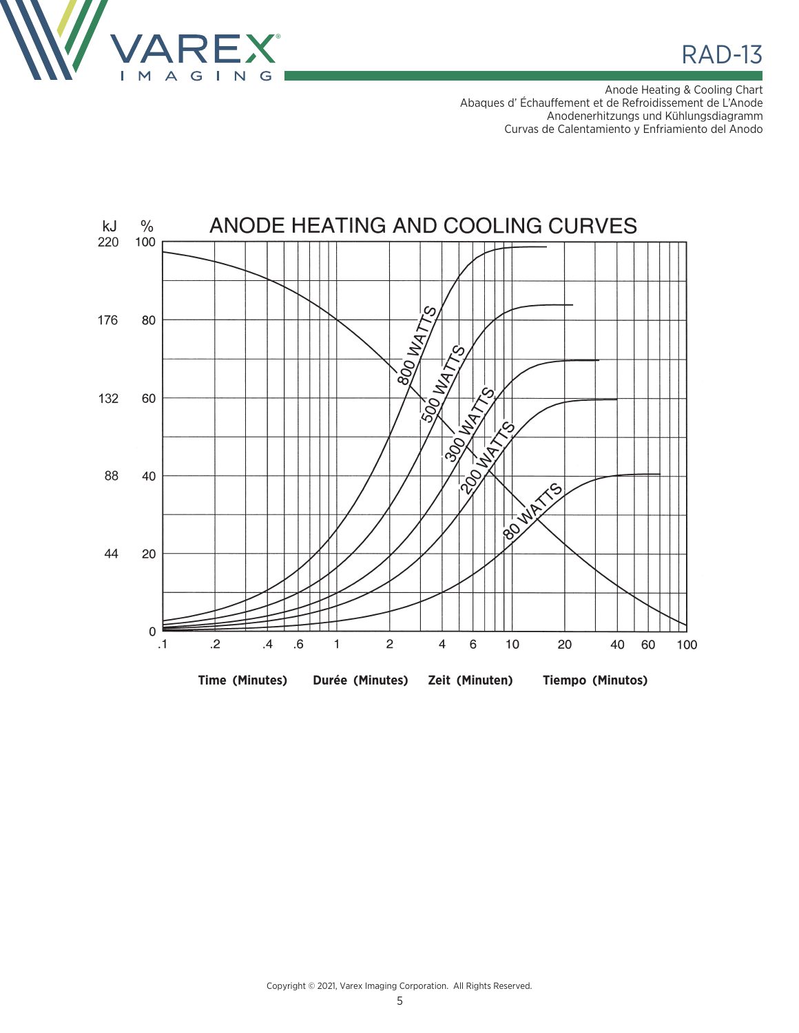Anode Heating & Cooling Chart
Abaques d' Échauffement et de Refroidissement de L'Anode
Anodenerhitzungs und Kühlungsdiagramm
Curvas de Calentamiento y Enfriamiento del Anodo

## ANODE HEATING AND COOLING CURVES

| kJ | % |
|---|---|
| 220 | 100 |
| 176 | 80 |
| 132 | 60 |
| 88 | 40 |
| 44 | 20 |
| 0 | 0 |

Curves: 800 WATTS, 500 WATTS, 300 WATTS, 200 WATTS, 80 WATTS

.1 .2 .4 .6 1 2 4 6 10 20 40 60 100

**Time (Minutes)** **Durée (Minutes)** **Zeit (Minuten)** **Tiempo (Minutos)**

Copyright © 2021, Varex Imaging Corporation. All Rights Reserved.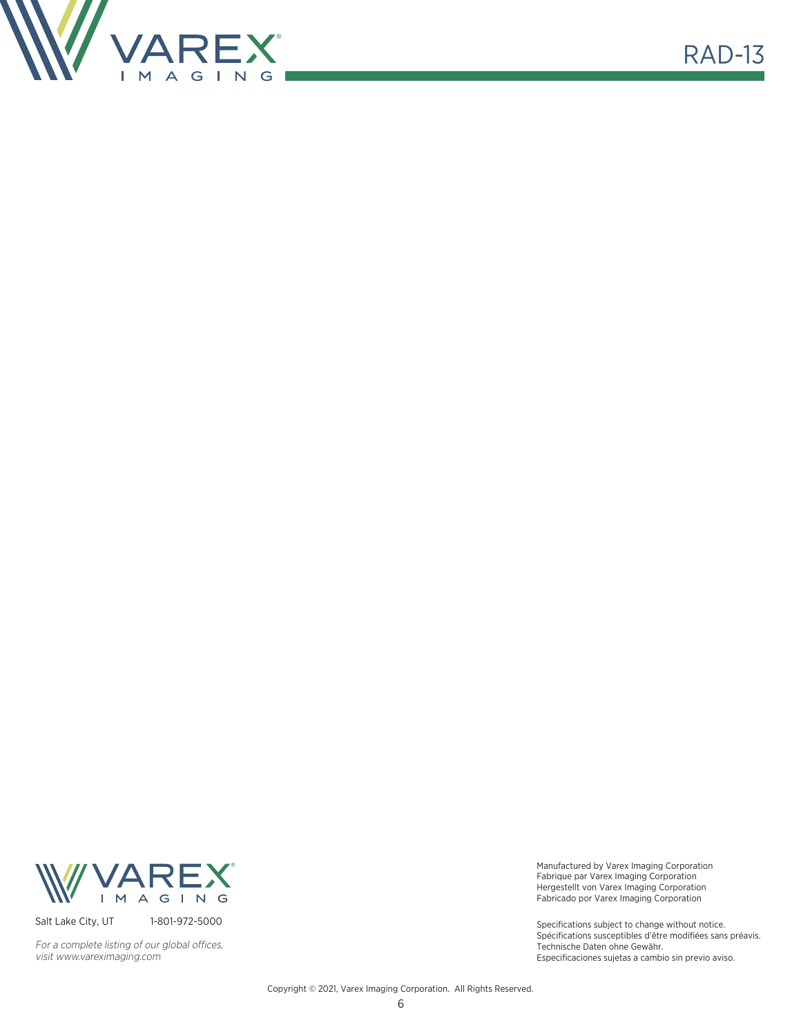Salt Lake City, UT 1-801-972-5000

*For a complete listing of our global offices, visit www.vareximaging.com*

Manufactured by Varex Imaging Corporation
Fabrique par Varex Imaging Corporation
Hergestellt von Varex Imaging Corporation
Fabricado por Varex Imaging Corporation

Specifications subject to change without notice.
Spécifications susceptibles d'être modifiées sans préavis.
Technische Daten ohne Gewähr.
Especificaciones sujetas a cambio sin previo aviso.

Copyright © 2021, Varex Imaging Corporation. All Rights Reserved.